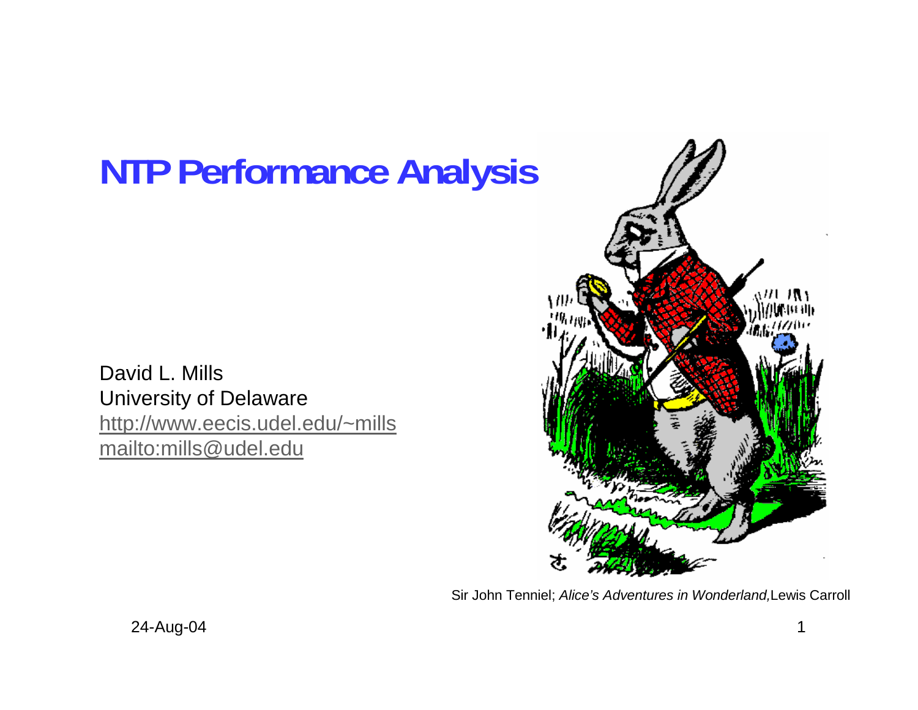# NTP Performance Analysis

David L. Mills
University of Delaware
http://www.eecis.udel.edu/~mills
mailto:mills@udel.edu

Sir John Tenniel; *Alice's Adventures in Wonderland,* Lewis Carroll

24-Aug-04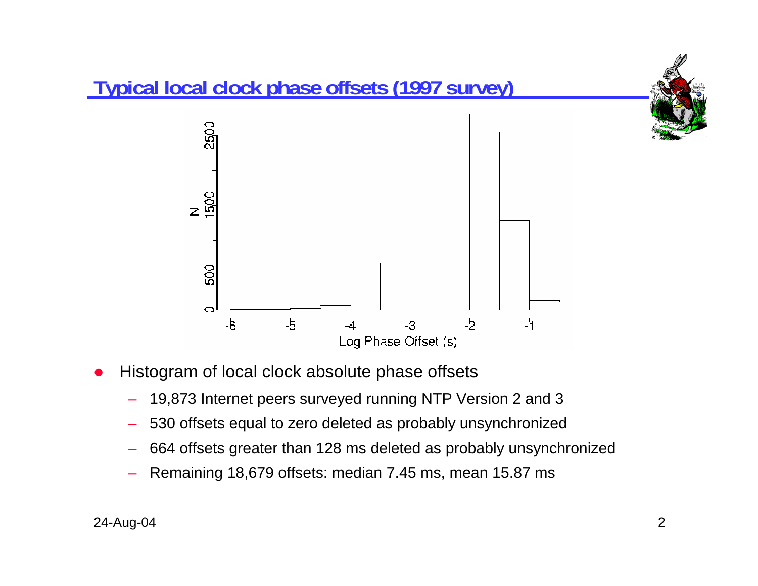## Typical local clock phase offsets (1997 survey)

- Histogram of local clock absolute phase offsets
  - 19,873 Internet peers surveyed running NTP Version 2 and 3
  - 530 offsets equal to zero deleted as probably unsynchronized
  - 664 offsets greater than 128 ms deleted as probably unsynchronized
  - Remaining 18,679 offsets: median 7.45 ms, mean 15.87 ms

24-Aug-04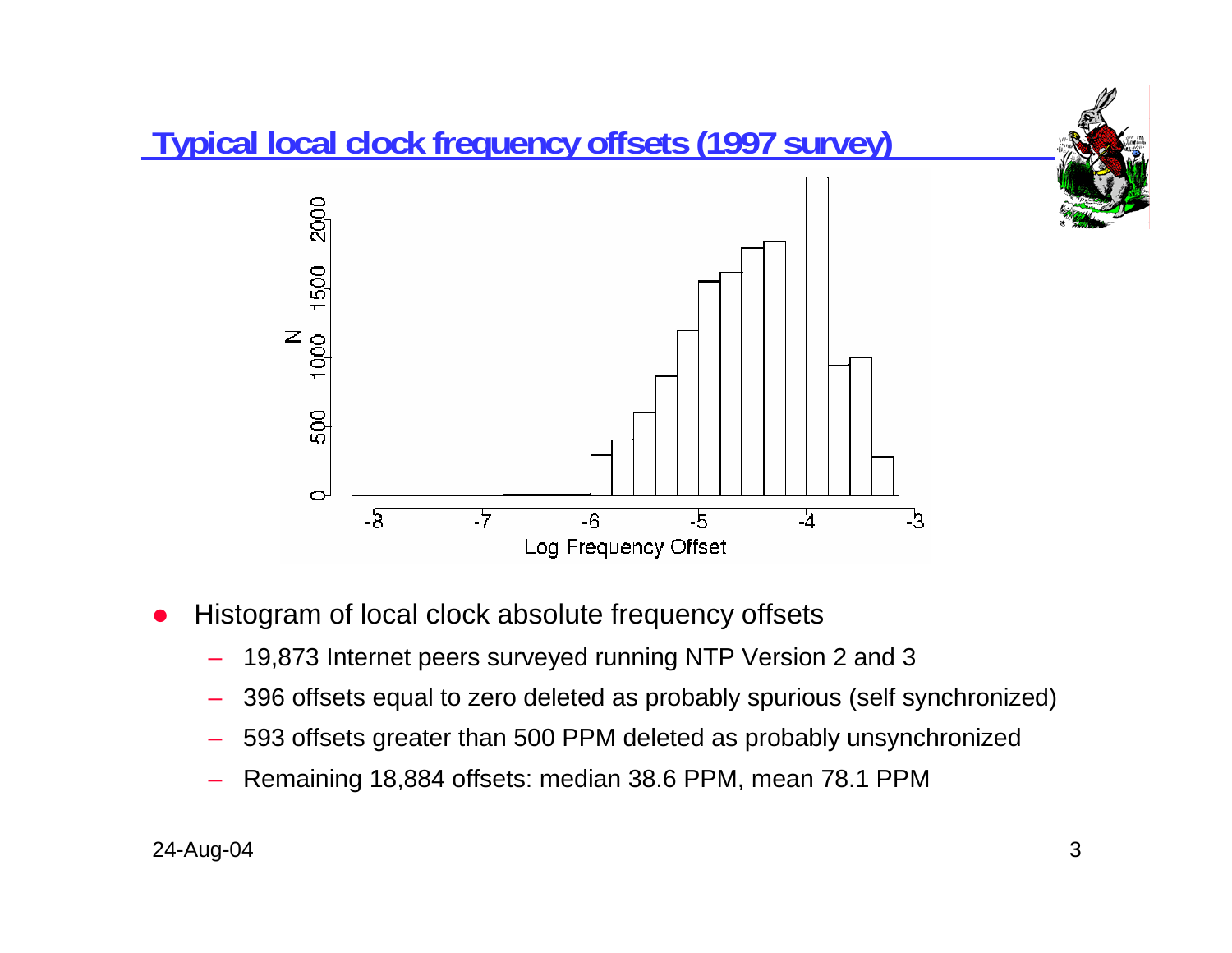## Typical local clock frequency offsets (1997 survey)

- Histogram of local clock absolute frequency offsets
  - 19,873 Internet peers surveyed running NTP Version 2 and 3
  - 396 offsets equal to zero deleted as probably spurious (self synchronized)
  - 593 offsets greater than 500 PPM deleted as probably unsynchronized
  - Remaining 18,884 offsets: median 38.6 PPM, mean 78.1 PPM

24-Aug-04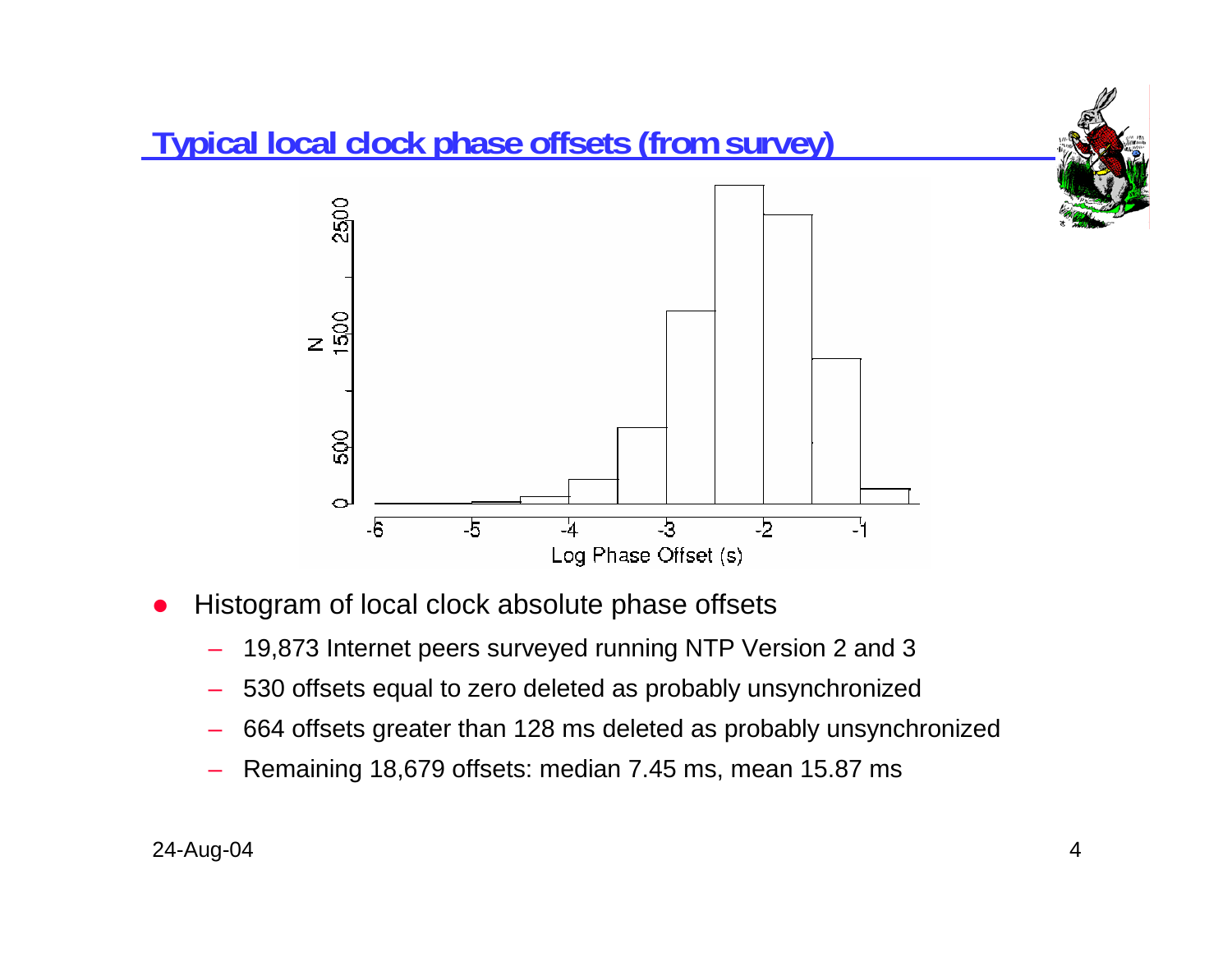## Typical local clock phase offsets (from survey)

- Histogram of local clock absolute phase offsets
  - 19,873 Internet peers surveyed running NTP Version 2 and 3
  - 530 offsets equal to zero deleted as probably unsynchronized
  - 664 offsets greater than 128 ms deleted as probably unsynchronized
  - Remaining 18,679 offsets: median 7.45 ms, mean 15.87 ms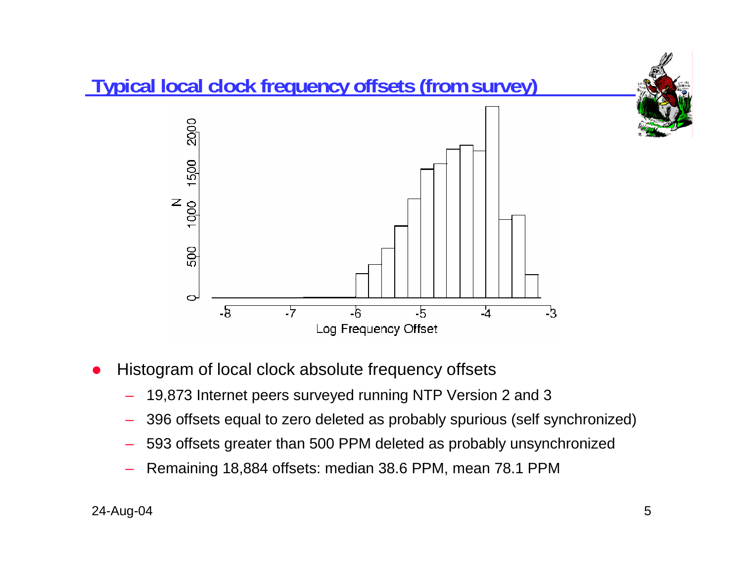## Typical local clock frequency offsets (from survey)

- Histogram of local clock absolute frequency offsets
  - 19,873 Internet peers surveyed running NTP Version 2 and 3
  - 396 offsets equal to zero deleted as probably spurious (self synchronized)
  - 593 offsets greater than 500 PPM deleted as probably unsynchronized
  - Remaining 18,884 offsets: median 38.6 PPM, mean 78.1 PPM

24-Aug-04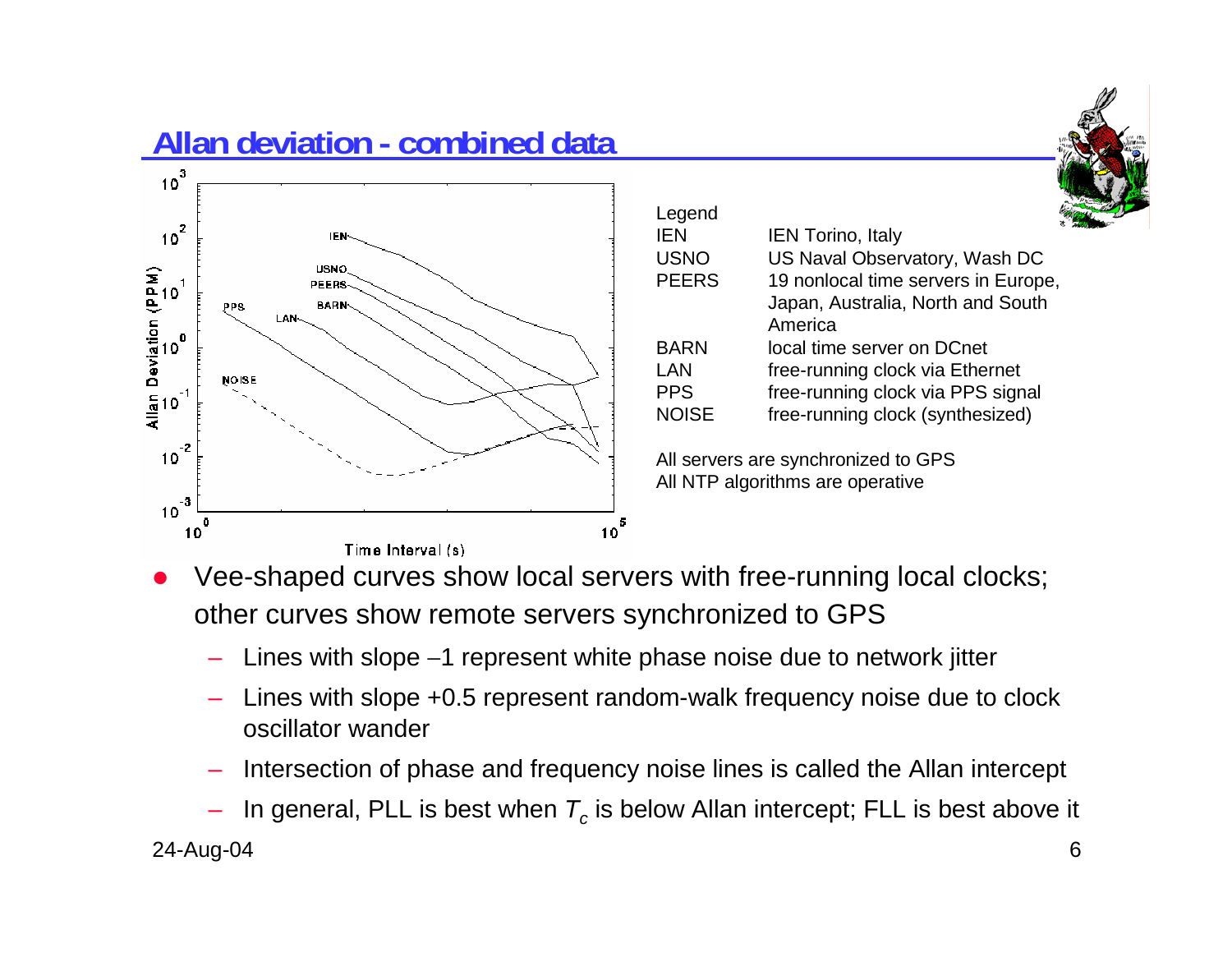## Allan deviation - combined data

Legend

| | |
|---|---|
| IEN | IEN Torino, Italy |
| USNO | US Naval Observatory, Wash DC |
| PEERS | 19 nonlocal time servers in Europe, Japan, Australia, North and South America |
| BARN | local time server on DCnet |
| LAN | free-running clock via Ethernet |
| PPS | free-running clock via PPS signal |
| NOISE | free-running clock (synthesized) |

All servers are synchronized to GPS
All NTP algorithms are operative

- Vee-shaped curves show local servers with free-running local clocks; other curves show remote servers synchronized to GPS
  - Lines with slope −1 represent white phase noise due to network jitter
  - Lines with slope +0.5 represent random-walk frequency noise due to clock oscillator wander
  - Intersection of phase and frequency noise lines is called the Allan intercept
  - In general, PLL is best when $T_c$ is below Allan intercept; FLL is best above it

24-Aug-04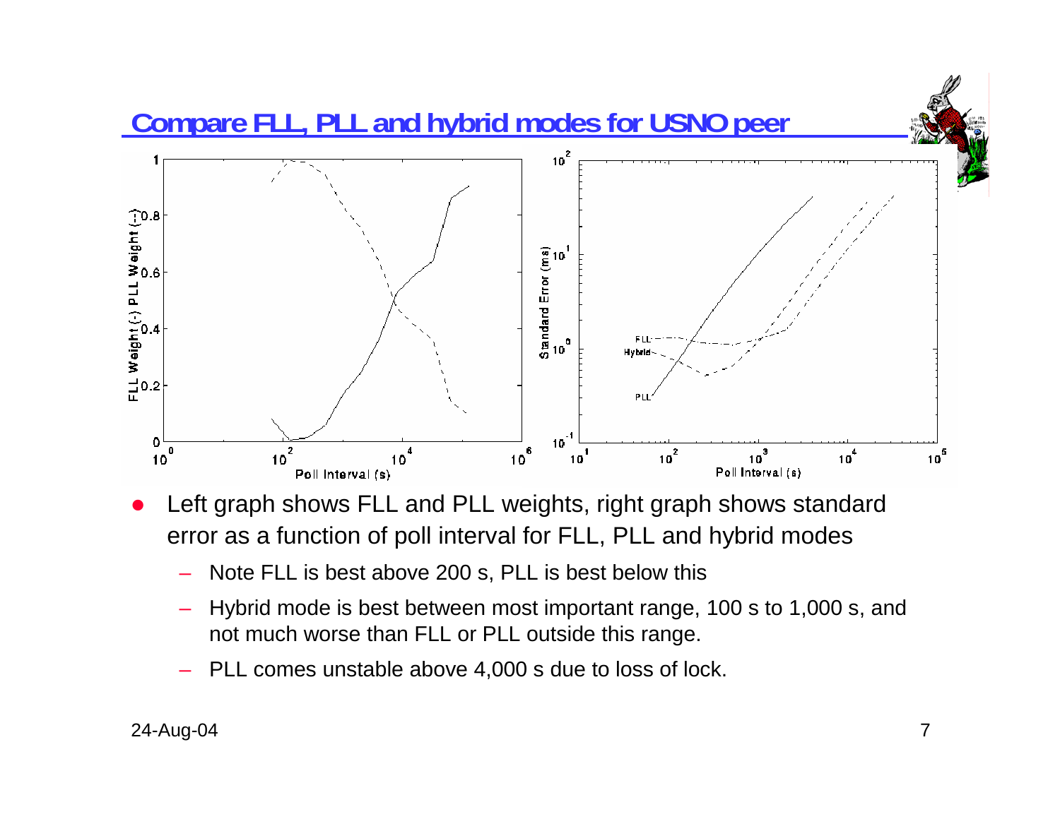## Compare FLL, PLL and hybrid modes for USNO peer

- Left graph shows FLL and PLL weights, right graph shows standard error as a function of poll interval for FLL, PLL and hybrid modes
  - Note FLL is best above 200 s, PLL is best below this
  - Hybrid mode is best between most important range, 100 s to 1,000 s, and not much worse than FLL or PLL outside this range.
  - PLL comes unstable above 4,000 s due to loss of lock.

24-Aug-04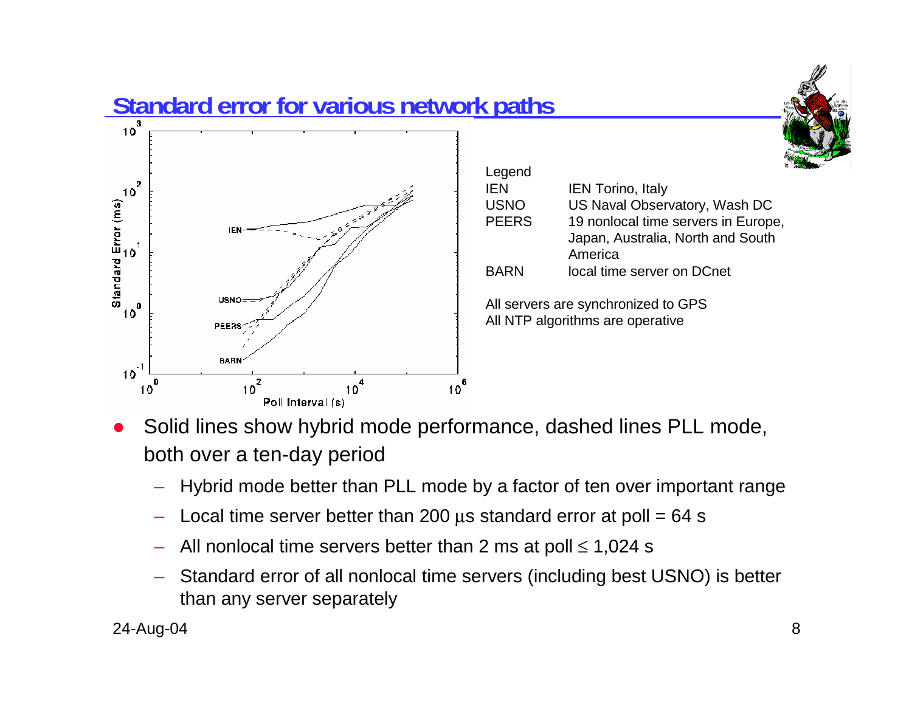## Standard error for various network paths

Legend

| | |
|---|---|
| IEN | IEN Torino, Italy |
| USNO | US Naval Observatory, Wash DC |
| PEERS | 19 nonlocal time servers in Europe, Japan, Australia, North and South America |
| BARN | local time server on DCnet |

All servers are synchronized to GPS
All NTP algorithms are operative

- Solid lines show hybrid mode performance, dashed lines PLL mode, both over a ten-day period
  - Hybrid mode better than PLL mode by a factor of ten over important range
  - Local time server better than 200 μs standard error at poll = 64 s
  - All nonlocal time servers better than 2 ms at poll ≤ 1,024 s
  - Standard error of all nonlocal time servers (including best USNO) is better than any server separately

24-Aug-04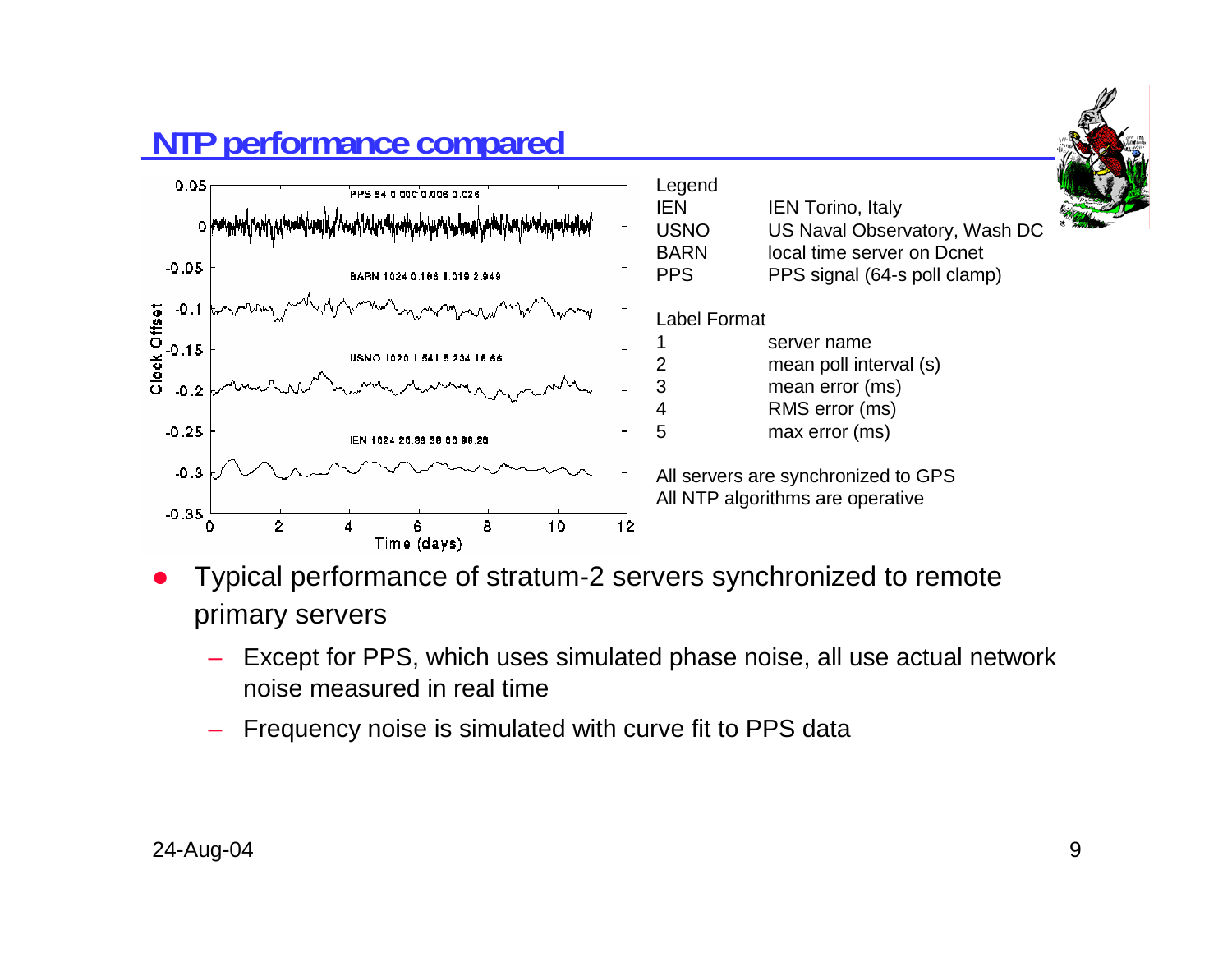## NTP performance compared

Legend

| | |
|---|---|
| IEN | IEN Torino, Italy |
| USNO | US Naval Observatory, Wash DC |
| BARN | local time server on Dcnet |
| PPS | PPS signal (64-s poll clamp) |

Label Format

| | |
|---|---|
| 1 | server name |
| 2 | mean poll interval (s) |
| 3 | mean error (ms) |
| 4 | RMS error (ms) |
| 5 | max error (ms) |

All servers are synchronized to GPS
All NTP algorithms are operative

- Typical performance of stratum-2 servers synchronized to remote primary servers
  - Except for PPS, which uses simulated phase noise, all use actual network noise measured in real time
  - Frequency noise is simulated with curve fit to PPS data

24-Aug-04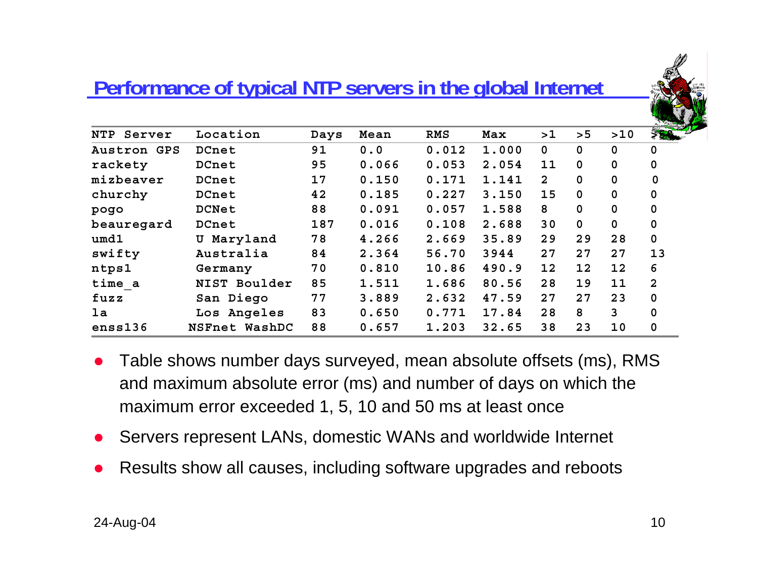## Performance of typical NTP servers in the global Internet

| NTP Server | Location | Days | Mean | RMS | Max | >1 | >5 | >10 | >50 |
|---|---|---|---|---|---|---|---|---|---|
| Austron GPS | DCnet | 91 | 0.0 | 0.012 | 1.000 | 0 | 0 | 0 | 0 |
| rackety | DCnet | 95 | 0.066 | 0.053 | 2.054 | 11 | 0 | 0 | 0 |
| mizbeaver | DCnet | 17 | 0.150 | 0.171 | 1.141 | 2 | 0 | 0 | 0 |
| churchy | DCnet | 42 | 0.185 | 0.227 | 3.150 | 15 | 0 | 0 | 0 |
| pogo | DCNet | 88 | 0.091 | 0.057 | 1.588 | 8 | 0 | 0 | 0 |
| beauregard | DCnet | 187 | 0.016 | 0.108 | 2.688 | 30 | 0 | 0 | 0 |
| umd1 | U Maryland | 78 | 4.266 | 2.669 | 35.89 | 29 | 29 | 28 | 0 |
| swifty | Australia | 84 | 2.364 | 56.70 | 3944 | 27 | 27 | 27 | 13 |
| ntps1 | Germany | 70 | 0.810 | 10.86 | 490.9 | 12 | 12 | 12 | 6 |
| time_a | NIST Boulder | 85 | 1.511 | 1.686 | 80.56 | 28 | 19 | 11 | 2 |
| fuzz | San Diego | 77 | 3.889 | 2.632 | 47.59 | 27 | 27 | 23 | 0 |
| la | Los Angeles | 83 | 0.650 | 0.771 | 17.84 | 28 | 8 | 3 | 0 |
| enss136 | NSFnet WashDC | 88 | 0.657 | 1.203 | 32.65 | 38 | 23 | 10 | 0 |

- Table shows number days surveyed, mean absolute offsets (ms), RMS and maximum absolute error (ms) and number of days on which the maximum error exceeded 1, 5, 10 and 50 ms at least once
- Servers represent LANs, domestic WANs and worldwide Internet
- Results show all causes, including software upgrades and reboots

24-Aug-04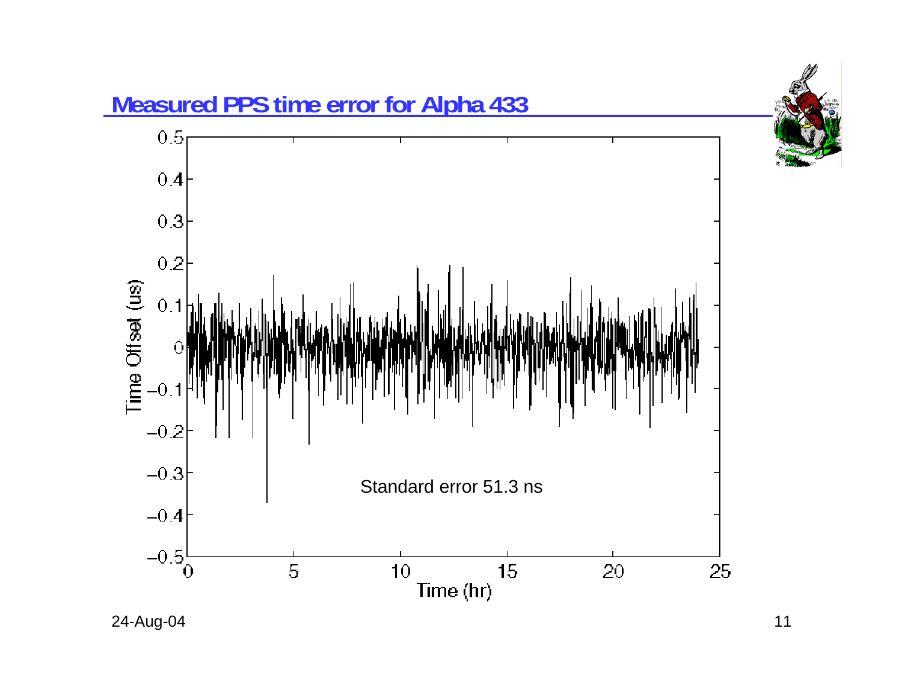## Measured PPS time error for Alpha 433

Standard error 51.3 ns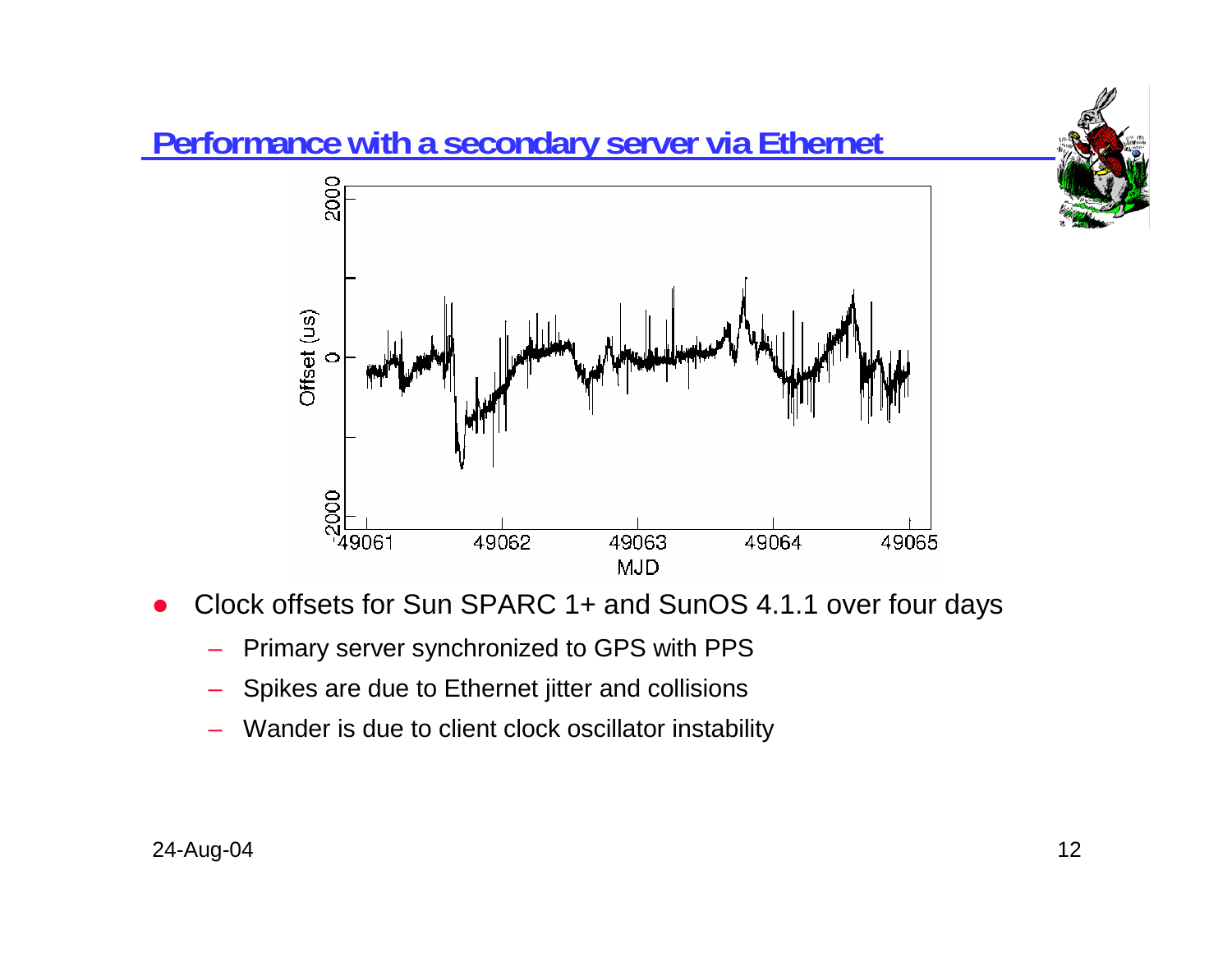# Performance with a secondary server via Ethernet

- Clock offsets for Sun SPARC 1+ and SunOS 4.1.1 over four days
  - Primary server synchronized to GPS with PPS
  - Spikes are due to Ethernet jitter and collisions
  - Wander is due to client clock oscillator instability

24-Aug-04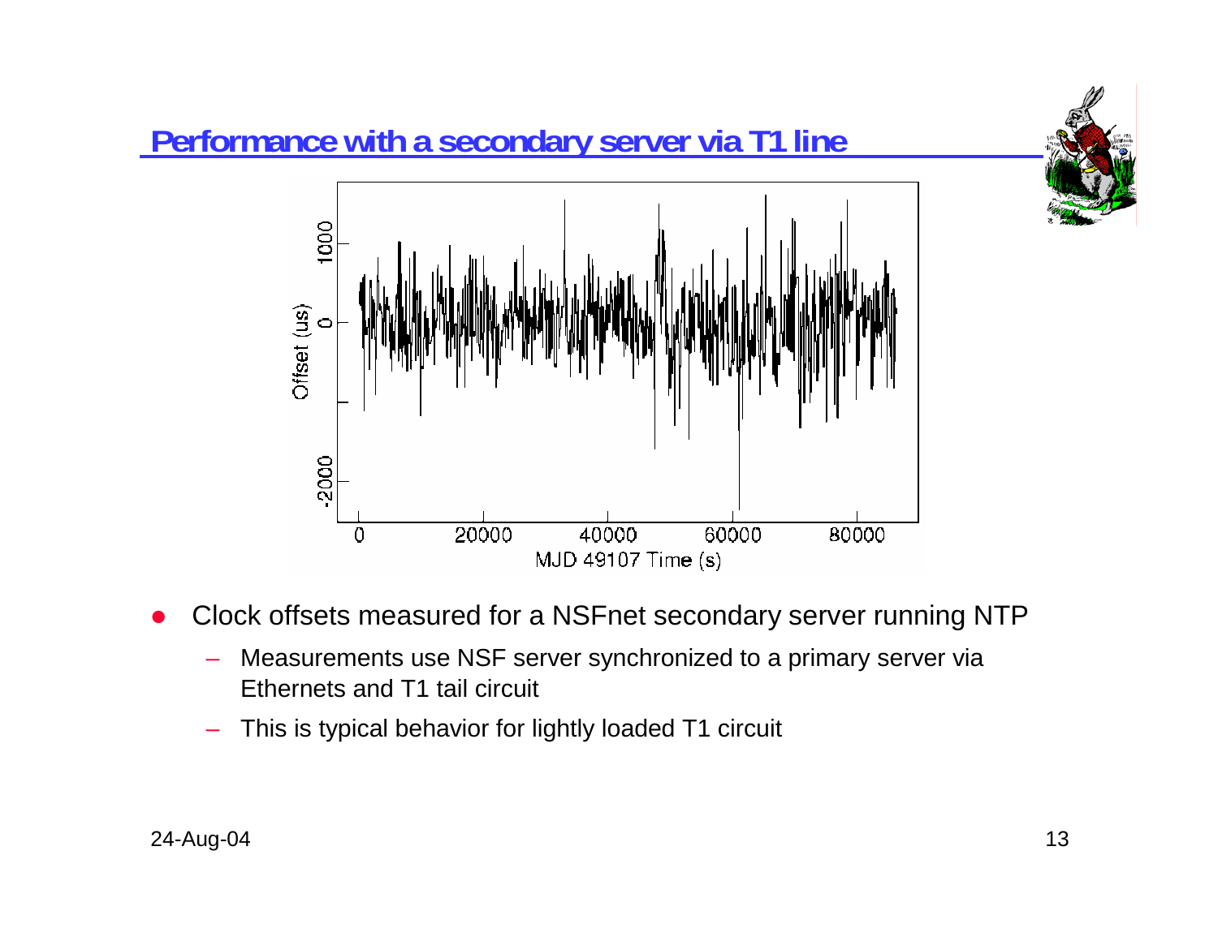# Performance with a secondary server via T1 line

- Clock offsets measured for a NSFnet secondary server running NTP
  - Measurements use NSF server synchronized to a primary server via Ethernets and T1 tail circuit
  - This is typical behavior for lightly loaded T1 circuit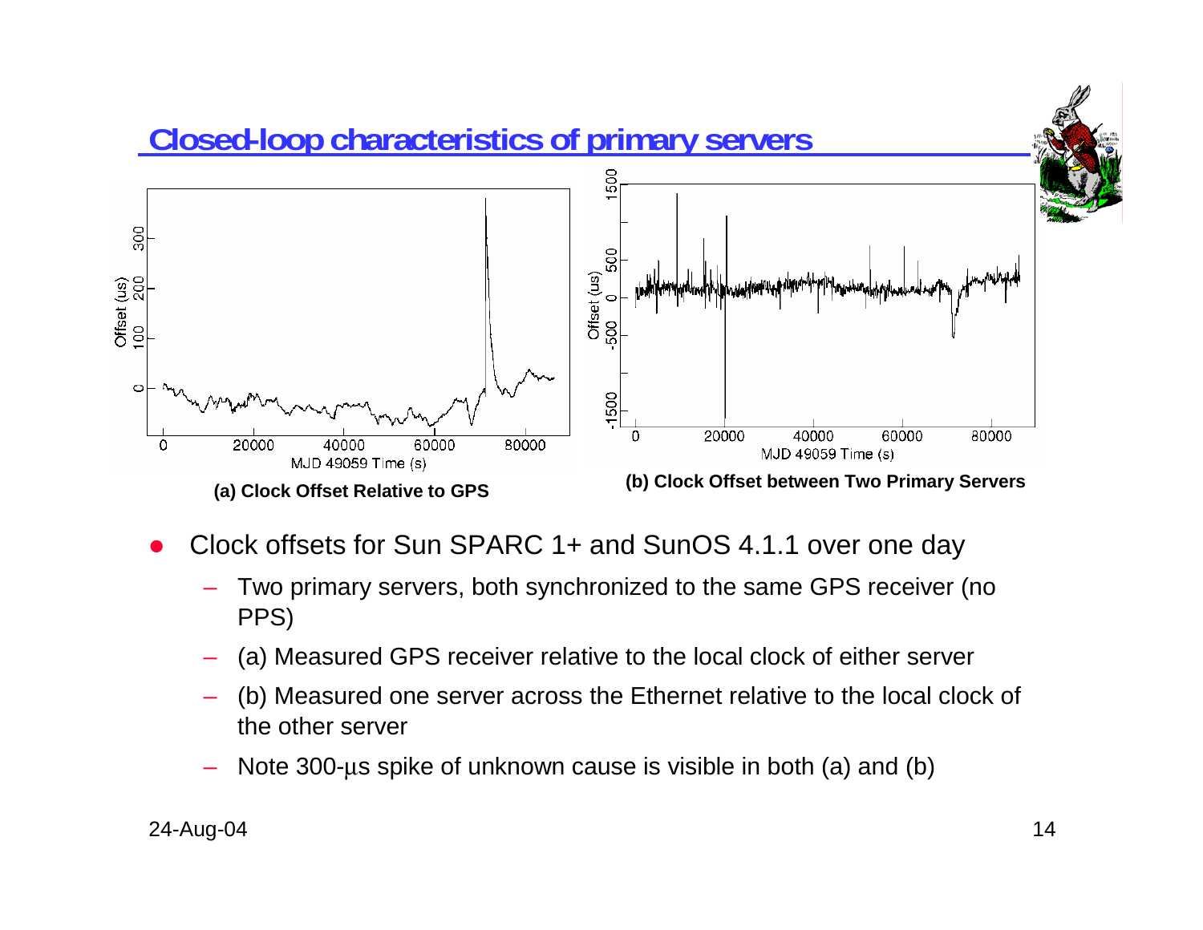# Closed-loop characteristics of primary servers

(a) Clock Offset Relative to GPS

(b) Clock Offset between Two Primary Servers

- Clock offsets for Sun SPARC 1+ and SunOS 4.1.1 over one day
  - Two primary servers, both synchronized to the same GPS receiver (no PPS)
  - (a) Measured GPS receiver relative to the local clock of either server
  - (b) Measured one server across the Ethernet relative to the local clock of the other server
  - Note 300-μs spike of unknown cause is visible in both (a) and (b)

24-Aug-04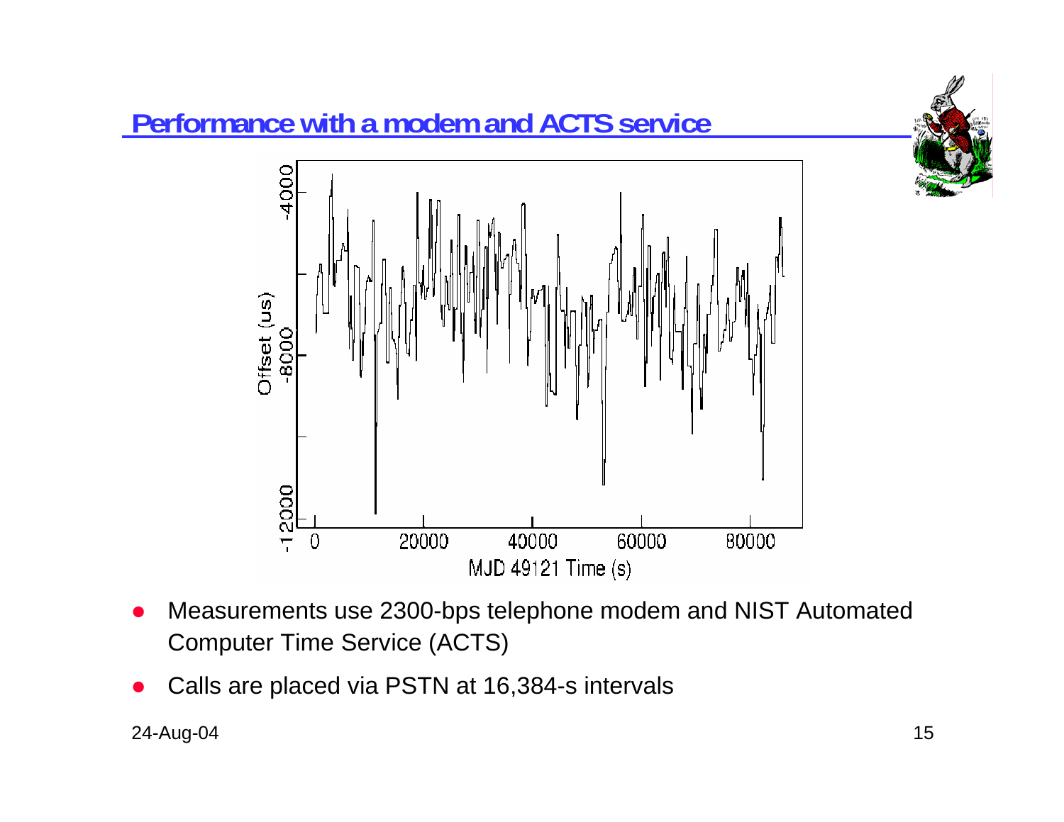## Performance with a modem and ACTS service

- Measurements use 2300-bps telephone modem and NIST Automated Computer Time Service (ACTS)
- Calls are placed via PSTN at 16,384-s intervals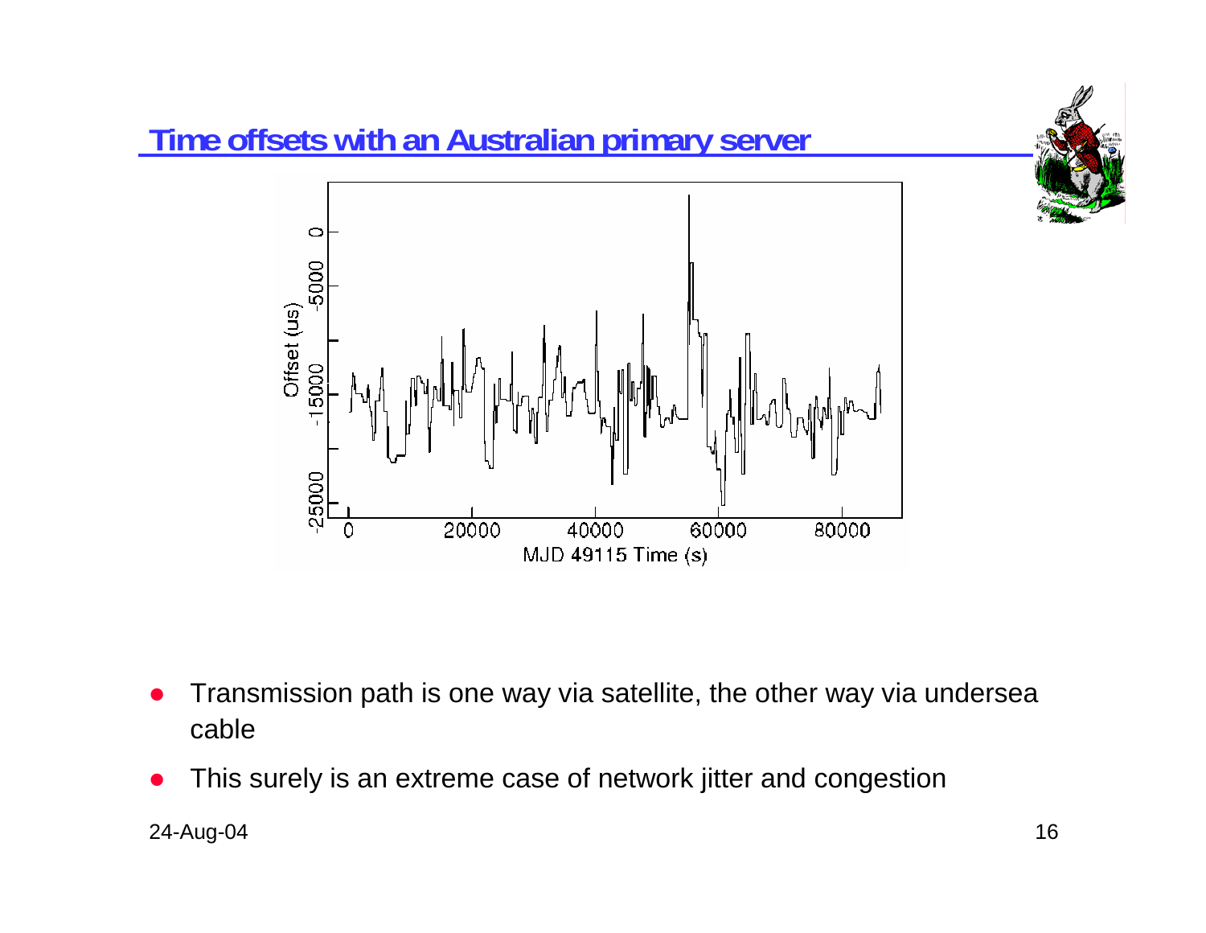## Time offsets with an Australian primary server

- Transmission path is one way via satellite, the other way via undersea cable
- This surely is an extreme case of network jitter and congestion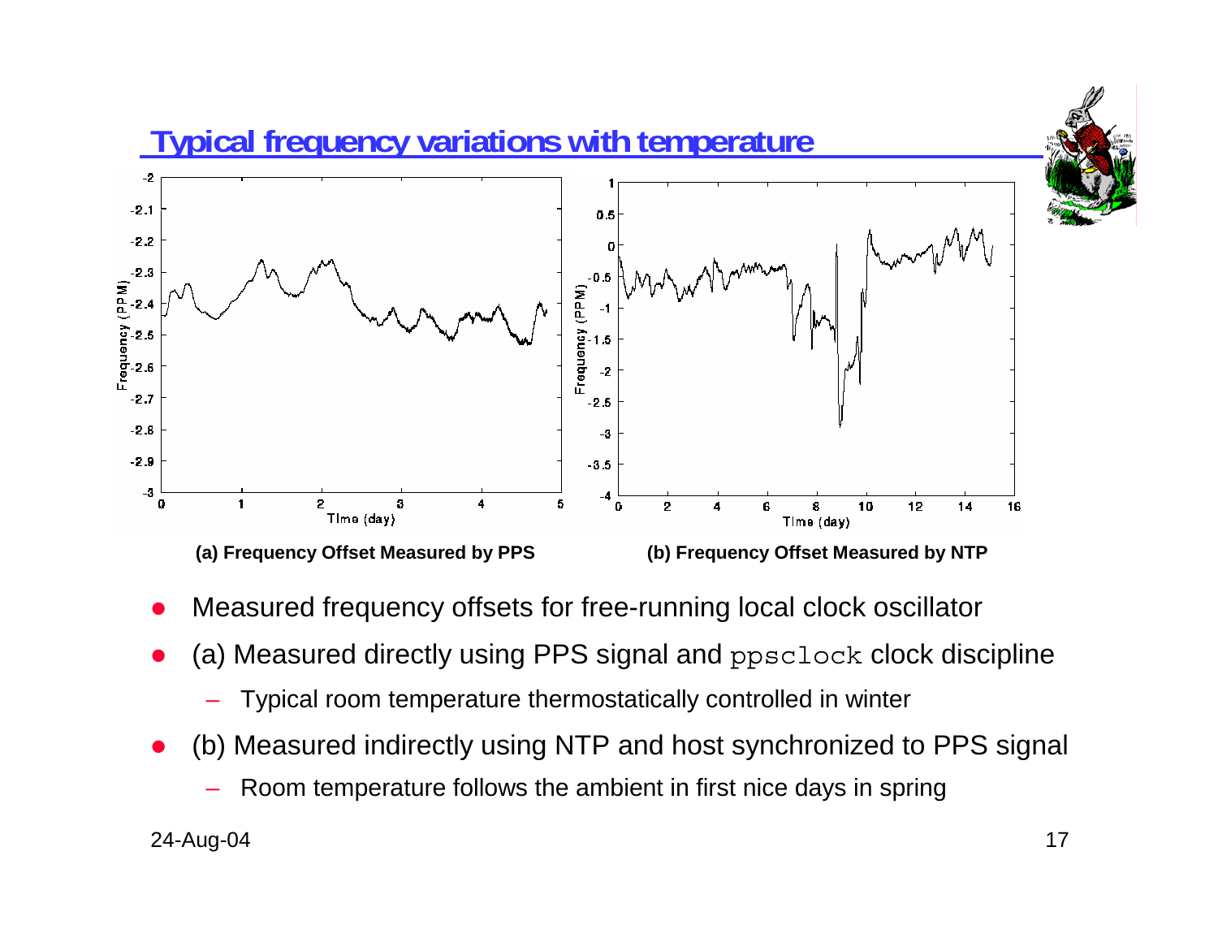# Typical frequency variations with temperature

(a) Frequency Offset Measured by PPS

(b) Frequency Offset Measured by NTP

- Measured frequency offsets for free-running local clock oscillator
- (a) Measured directly using PPS signal and `ppsclock` clock discipline
  - Typical room temperature thermostatically controlled in winter
- (b) Measured indirectly using NTP and host synchronized to PPS signal
  - Room temperature follows the ambient in first nice days in spring

24-Aug-04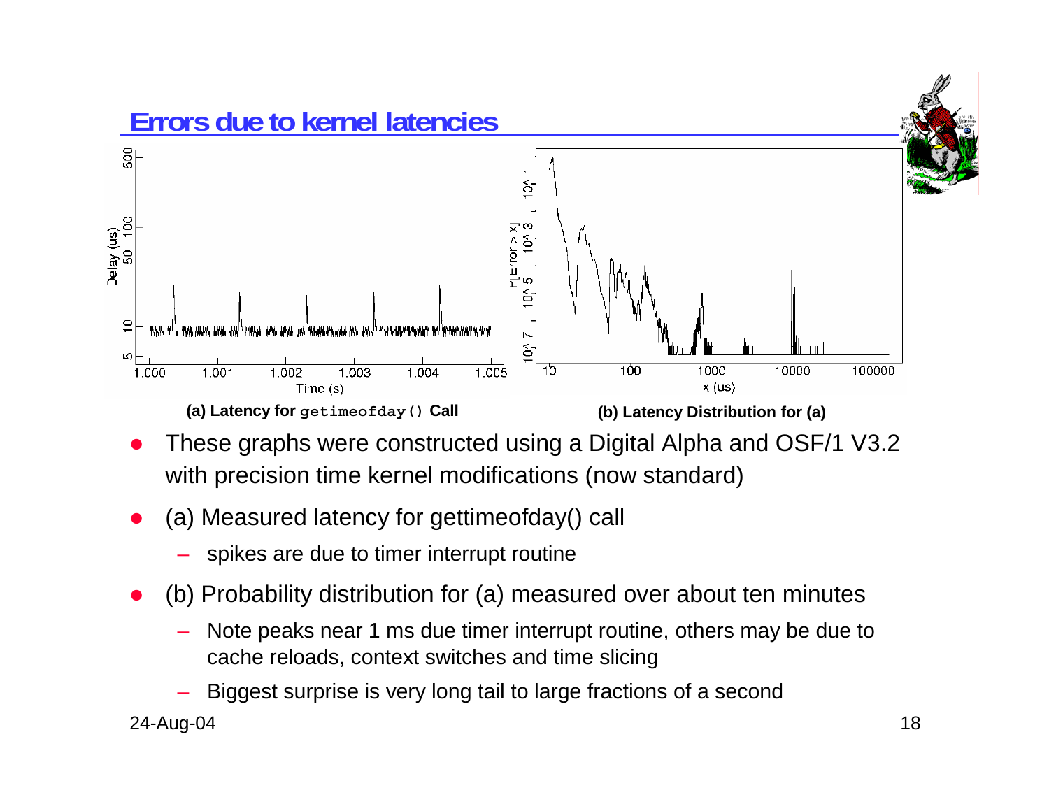## Errors due to kernel latencies

(a) Latency for `getimeofday()` Call

(b) Latency Distribution for (a)

- These graphs were constructed using a Digital Alpha and OSF/1 V3.2 with precision time kernel modifications (now standard)
- (a) Measured latency for gettimeofday() call
  - spikes are due to timer interrupt routine
- (b) Probability distribution for (a) measured over about ten minutes
  - Note peaks near 1 ms due timer interrupt routine, others may be due to cache reloads, context switches and time slicing
  - Biggest surprise is very long tail to large fractions of a second

24-Aug-04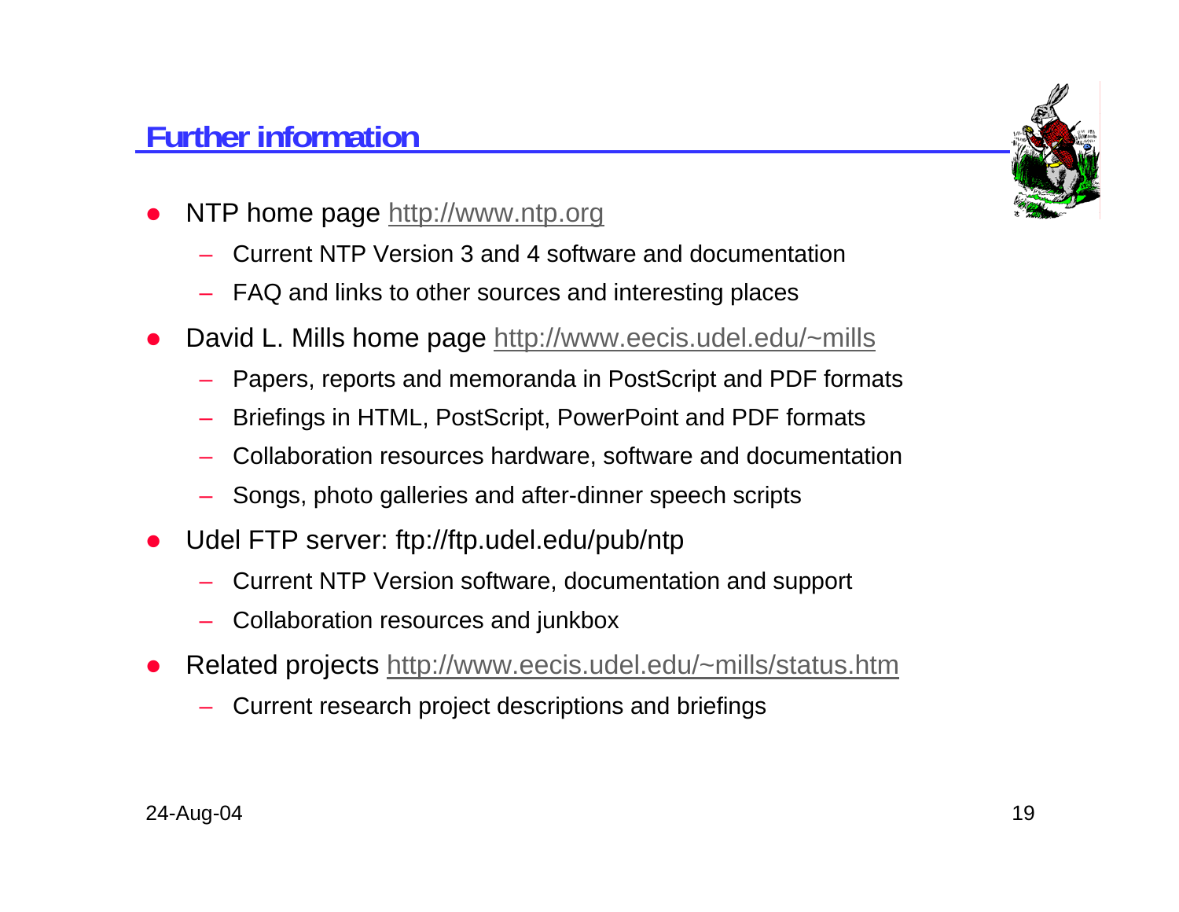## Further information

- NTP home page http://www.ntp.org
  - Current NTP Version 3 and 4 software and documentation
  - FAQ and links to other sources and interesting places
- David L. Mills home page http://www.eecis.udel.edu/~mills
  - Papers, reports and memoranda in PostScript and PDF formats
  - Briefings in HTML, PostScript, PowerPoint and PDF formats
  - Collaboration resources hardware, software and documentation
  - Songs, photo galleries and after-dinner speech scripts
- Udel FTP server: ftp://ftp.udel.edu/pub/ntp
  - Current NTP Version software, documentation and support
  - Collaboration resources and junkbox
- Related projects http://www.eecis.udel.edu/~mills/status.htm
  - Current research project descriptions and briefings

24-Aug-04